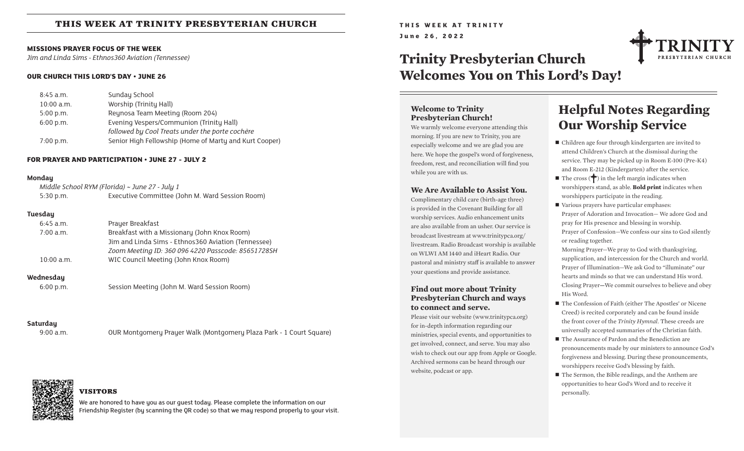## THIS WEEK AT TRINITY PRESBYTERIAN CHURCH

### MISSIONS PRAYER FOCUS OF THE WEEK

*Jim and Linda Sims - Ethnos360 Aviation (Tennessee)*

### OUR CHURCH THIS LORD'S DAY • JUNE 26

| | |
|---|---|
| 8:45 a.m. | Sunday School |
| 10:00 a.m. | Worship (Trinity Hall) |
| 5:00 p.m. | Reynosa Team Meeting (Room 204) |
| 6:00 p.m. | Evening Vespers/Communion (Trinity Hall) *followed by Cool Treats under the porte cochère* |
| 7:00 p.m. | Senior High Fellowship (Home of Marty and Kurt Cooper) |

### FOR PRAYER AND PARTICIPATION • JUNE 27 - JULY 2

**Monday**

*Middle School RYM (Florida) ~ June 27 - July 1*

| | |
|---|---|
| 5:30 p.m. | Executive Committee (John M. Ward Session Room) |

**Tuesday**

| | |
|---|---|
| 6:45 a.m. | Prayer Breakfast |
| 7:00 a.m. | Breakfast with a Missionary (John Knox Room) Jim and Linda Sims - Ethnos360 Aviation (Tennessee) *Zoom Meeting ID: 360 096 4220 Passcode: 85651728SH* |
| 10:00 a.m. | WIC Council Meeting (John Knox Room) |

**Wednesday**

| | |
|---|---|
| 6:00 p.m. | Session Meeting (John M. Ward Session Room) |

**Saturday**

| | |
|---|---|
| 9:00 a.m. | OUR Montgomery Prayer Walk (Montgomery Plaza Park - 1 Court Square) |

### VISITORS

We are honored to have you as our guest today. Please complete the information on our Friendship Register (by scanning the QR code) so that we may respond properly to your visit.

THIS WEEK AT TRINITY
June 26, 2022

# Trinity Presbyterian Church Welcomes You on This Lord's Day!

TRINITY PRESBYTERIAN CHURCH

### Welcome to Trinity Presbyterian Church!

We warmly welcome everyone attending this morning. If you are new to Trinity, you are especially welcome and we are glad you are here. We hope the gospel's word of forgiveness, freedom, rest, and reconciliation will find you while you are with us.

### We Are Available to Assist You.

Complimentary child care (birth-age three) is provided in the Covenant Building for all worship services. Audio enhancement units are also available from an usher. Our service is broadcast livestream at www.trinitypca.org/livestream. Radio Broadcast worship is available on WLWI AM 1440 and iHeart Radio. Our pastoral and ministry staff is available to answer your questions and provide assistance.

### Find out more about Trinity Presbyterian Church and ways to connect and serve.

Please visit our website (www.trinitypca.org) for in-depth information regarding our ministries, special events, and opportunities to get involved, connect, and serve. You may also wish to check out our app from Apple or Google. Archived sermons can be heard through our website, podcast or app.

## Helpful Notes Regarding Our Worship Service

- Children age four through kindergarten are invited to attend Children's Church at the dismissal during the service. They may be picked up in Room E-100 (Pre-K4) and Room E-212 (Kindergarten) after the service.
- The cross (✝) in the left margin indicates when worshippers stand, as able. **Bold print** indicates when worshippers participate in the reading.
- Various prayers have particular emphases:
  Prayer of Adoration and Invocation— We adore God and pray for His presence and blessing in worship.
  Prayer of Confession—We confess our sins to God silently or reading together.
  Morning Prayer—We pray to God with thanksgiving, supplication, and intercession for the Church and world.
  Prayer of Illumination—We ask God to "illuminate" our hearts and minds so that we can understand His word.
  Closing Prayer—We commit ourselves to believe and obey His Word.
- The Confession of Faith (either The Apostles' or Nicene Creed) is recited corporately and can be found inside the front cover of the *Trinity Hymnal*. These creeds are universally accepted summaries of the Christian faith.
- The Assurance of Pardon and the Benediction are pronouncements made by our ministers to announce God's forgiveness and blessing. During these pronouncements, worshippers receive God's blessing by faith.
- The Sermon, the Bible readings, and the Anthem are opportunities to hear God's Word and to receive it personally.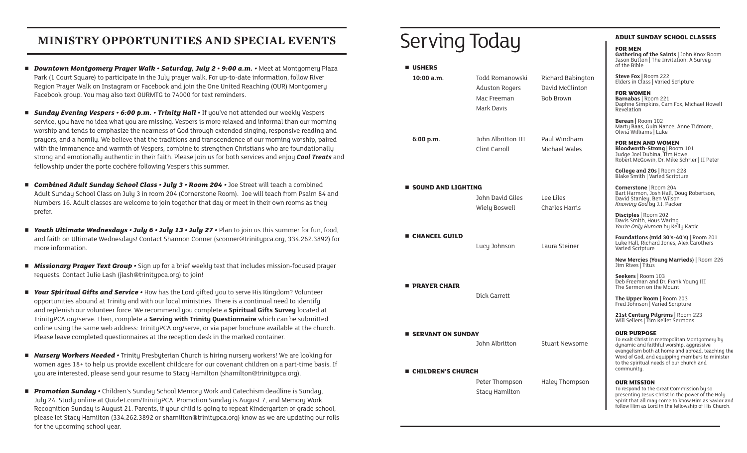## MINISTRY OPPORTUNITIES AND SPECIAL EVENTS

- ***Downtown Montgomery Prayer Walk • Saturday, July 2 • 9:00 a.m. •*** Meet at Montgomery Plaza Park (1 Court Square) to participate in the July prayer walk. For up-to-date information, follow River Region Prayer Walk on Instagram or Facebook and join the One United Reaching (OUR) Montgomery Facebook group. You may also text OURMTG to 74000 for text reminders.

- ***Sunday Evening Vespers • 6:00 p.m. • Trinity Hall •*** If you've not attended our weekly Vespers service, you have no idea what you are missing. Vespers is more relaxed and informal than our morning worship and tends to emphasize the nearness of God through extended singing, responsive reading and prayers, and a homily. We believe that the traditions and transcendence of our morning worship, paired with the immanence and warmth of Vespers, combine to strengthen Christians who are foundationally strong and emotionally authentic in their faith. Please join us for both services and enjoy ***Cool Treats*** and fellowship under the porte cochère following Vespers this summer.

- ***Combined Adult Sunday School Class • July 3 • Room 204 •*** Joe Street will teach a combined Adult Sunday School Class on July 3 in room 204 (Cornerstone Room). Joe will teach from Psalm 84 and Numbers 16. Adult classes are welcome to join together that day or meet in their own rooms as they prefer.

- ***Youth Ultimate Wednesdays • July 6 • July 13 • July 27 •*** Plan to join us this summer for fun, food, and faith on Ultimate Wednesdays! Contact Shannon Conner (sconner@trinitypca.org, 334.262.3892) for more information.

- ***Missionary Prayer Text Group •*** Sign up for a brief weekly text that includes mission-focused prayer requests. Contact Julie Lash (jlash@trinitypca.org) to join!

- ***Your Spiritual Gifts and Service •*** How has the Lord gifted you to serve His Kingdom? Volunteer opportunities abound at Trinity and with our local ministries. There is a continual need to identify and replenish our volunteer force. We recommend you complete a **Spiritual Gifts Survey** located at TrinityPCA.org/serve. Then, complete a **Serving with Trinity Questionnaire** which can be submitted online using the same web address: TrinityPCA.org/serve, or via paper brochure available at the church. Please leave completed questionnaires at the reception desk in the marked container.

- ***Nursery Workers Needed •*** Trinity Presbyterian Church is hiring nursery workers! We are looking for women ages 18+ to help us provide excellent childcare for our covenant children on a part-time basis. If you are interested, please send your resume to Stacy Hamilton (shamilton@trinitypca.org).

- ***Promotion Sunday •*** Children's Sunday School Memory Work and Catechism deadline is Sunday, July 24. Study online at Quizlet.com/TrinityPCA. Promotion Sunday is August 7, and Memory Work Recognition Sunday is August 21. Parents, if your child is going to repeat Kindergarten or grade school, please let Stacy Hamilton (334.262.3892 or shamilton@trinitypca.org) know as we are updating our rolls for the upcoming school year.

# Serving Today

**USHERS**

| | | |
|---|---|---|
| **10:00 a.m.** | Todd Romanowski | Richard Babington |
| | Aduston Rogers | David McClinton |
| | Mac Freeman | Bob Brown |
| | Mark Davis | |
| **6:00 p.m.** | John Albritton III | Paul Windham |
| | Clint Carroll | Michael Wales |

**SOUND AND LIGHTING**

John David Giles, Lee Liles
Wiely Boswell, Charles Harris

**CHANCEL GUILD**

Lucy Johnson, Laura Steiner

**PRAYER CHAIR**

Dick Garrett

**SERVANT ON SUNDAY**

John Albritton, Stuart Newsome

**CHILDREN'S CHURCH**

Peter Thompson, Haley Thompson
Stacy Hamilton

### ADULT SUNDAY SCHOOL CLASSES

**FOR MEN**

**Gathering of the Saints** | John Knox Room
Jason Button | The Invitation: A Survey of the Bible

**Steve Fox** | Room 222
Elders in Class | Varied Scripture

**FOR WOMEN**

**Barnabas** | Room 221
Daphne Simpkins, Cam Fox, Michael Howell
Revelation

**Berean** | Room 102
Marty Baas, Guin Nance, Anne Tidmore, Olivia Williams | Luke

**FOR MEN AND WOMEN**

**Bloodworth-Strong** | Room 101
Judge Joel Dubina, Tim Howe, Robert McGowin, Dr. Mike Schrier | II Peter

**College and 20s** | Room 228
Blake Smith | Varied Scripture

**Cornerstone** | Room 204
Bart Harmon, Josh Hall, Doug Robertson, David Stanley, Ben Wilson
*Knowing God* by J.I. Packer

**Disciples** | Room 202
Davis Smith, Hous Waring
*You're Only Human* by Kelly Kapic

**Foundations (mid 30's-40's)** | Room 201
Luke Hall, Richard Jones, Alex Carothers
Varied Scripture

**New Mercies (Young Marrieds)** | Room 226
Jim Rives | Titus

**Seekers** | Room 103
Deb Freeman and Dr. Frank Young III
The Sermon on the Mount

**The Upper Room** | Room 203
Fred Johnson | Varied Scripture

**21st Century Pilgrims** | Room 223
Will Sellers | Tim Keller Sermons

**OUR PURPOSE**

To exalt Christ in metropolitan Montgomery by dynamic and faithful worship, aggressive evangelism both at home and abroad, teaching the Word of God, and equipping members to minister to the spiritual needs of our church and community.

**OUR MISSION**

To respond to the Great Commission by so presenting Jesus Christ in the power of the Holy Spirit that all may come to know Him as Savior and follow Him as Lord in the fellowship of His Church.